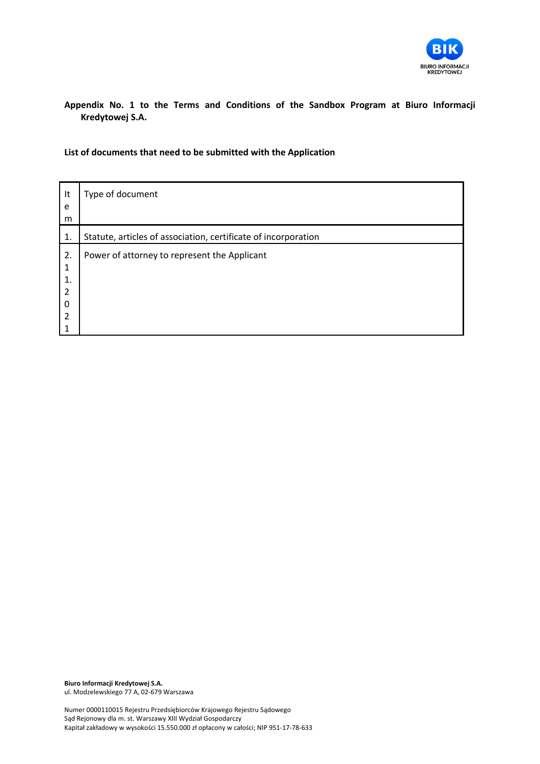**Appendix No. 1 to the Terms and Conditions of the Sandbox Program at Biuro Informacji Kredytowej S.A.**

**List of documents that need to be submitted with the Application**

| Item | Type of document |
| --- | --- |
| 1. | Statute, articles of association, certificate of incorporation |
| 2.11.2021 | Power of attorney to represent the Applicant |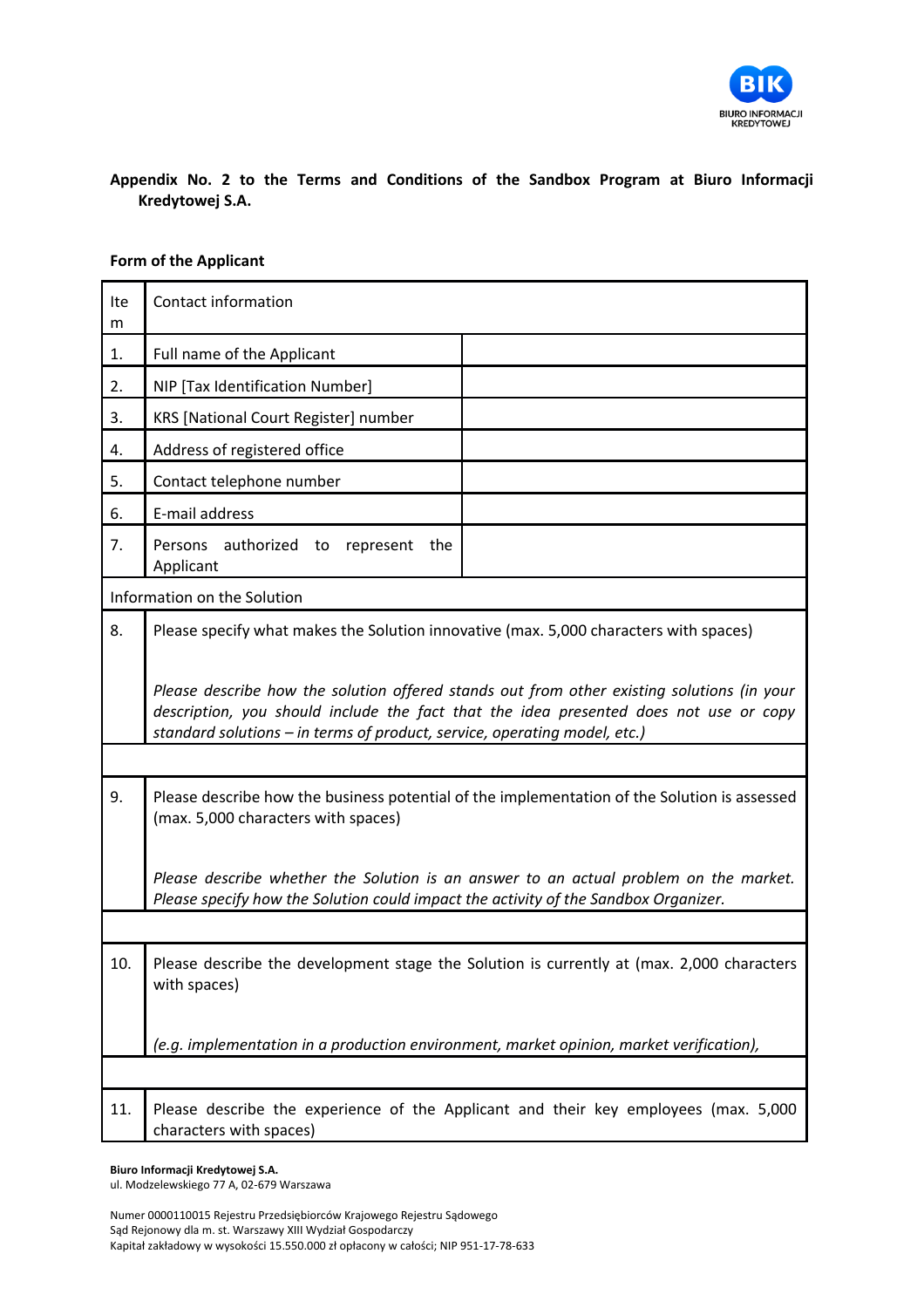**Appendix No. 2 to the Terms and Conditions of the Sandbox Program at Biuro Informacji Kredytowej S.A.**

**Form of the Applicant**

| Item | Contact information | |
|---|---|---|
| 1. | Full name of the Applicant | |
| 2. | NIP [Tax Identification Number] | |
| 3. | KRS [National Court Register] number | |
| 4. | Address of registered office | |
| 5. | Contact telephone number | |
| 6. | E-mail address | |
| 7. | Persons authorized to represent the Applicant | |
| Information on the Solution | | |
| 8. | Please specify what makes the Solution innovative (max. 5,000 characters with spaces)<br><br>*Please describe how the solution offered stands out from other existing solutions (in your description, you should include the fact that the idea presented does not use or copy standard solutions – in terms of product, service, operating model, etc.)* | |
| | | |
| 9. | Please describe how the business potential of the implementation of the Solution is assessed (max. 5,000 characters with spaces)<br><br>*Please describe whether the Solution is an answer to an actual problem on the market. Please specify how the Solution could impact the activity of the Sandbox Organizer.* | |
| | | |
| 10. | Please describe the development stage the Solution is currently at (max. 2,000 characters with spaces)<br><br>*(e.g. implementation in a production environment, market opinion, market verification),* | |
| | | |
| 11. | Please describe the experience of the Applicant and their key employees (max. 5,000 characters with spaces) | |

**Biuro Informacji Kredytowej S.A.**
ul. Modzelewskiego 77 A, 02-679 Warszawa

Numer 0000110015 Rejestru Przedsiębiorców Krajowego Rejestru Sądowego
Sąd Rejonowy dla m. st. Warszawy XIII Wydział Gospodarczy
Kapitał zakładowy w wysokości 15.550.000 zł opłacony w całości; NIP 951-17-78-633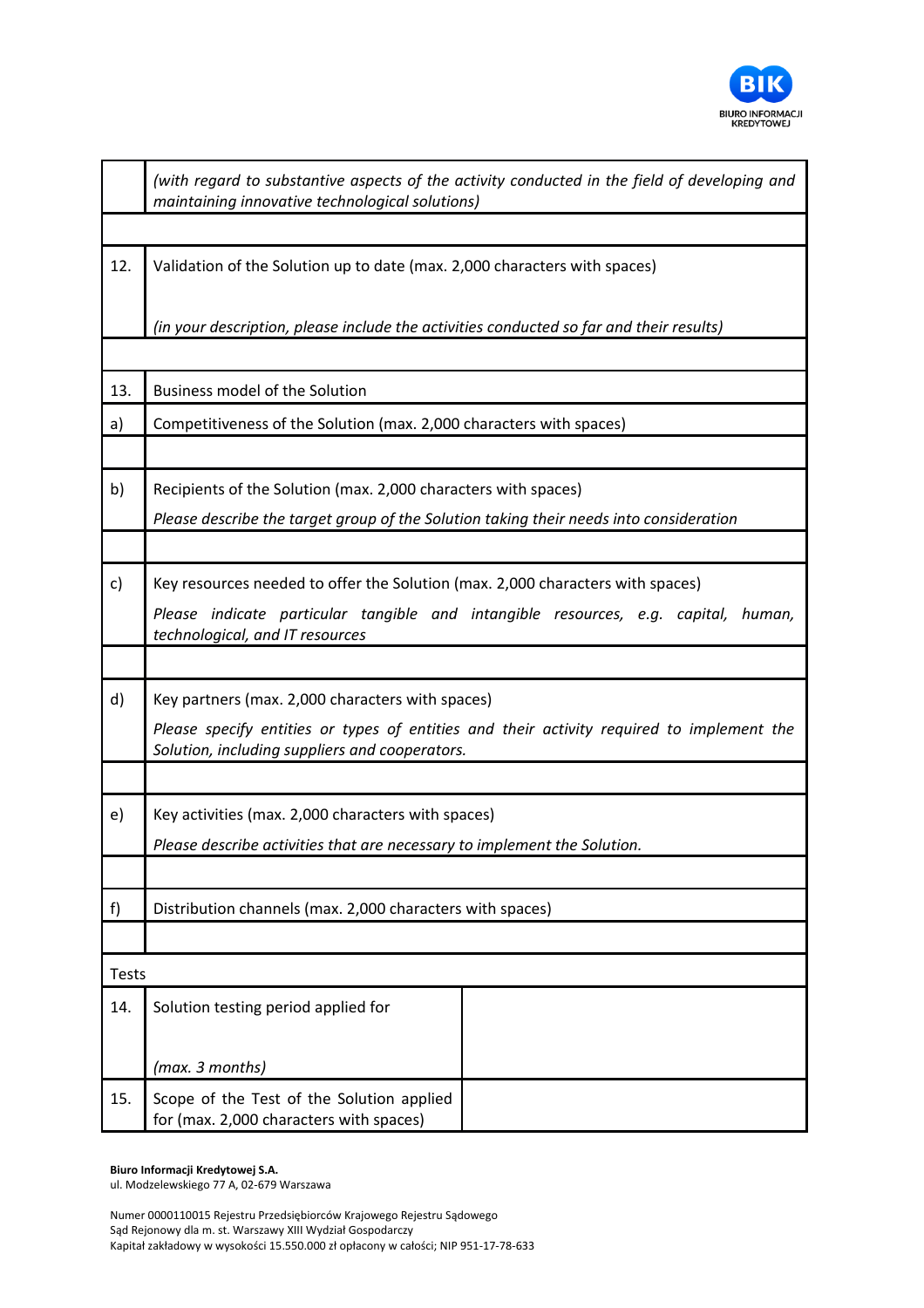| | |
|---|---|
| | *(with regard to substantive aspects of the activity conducted in the field of developing and maintaining innovative technological solutions)* |
| | |
| 12. | Validation of the Solution up to date (max. 2,000 characters with spaces)<br><br>*(in your description, please include the activities conducted so far and their results)* |
| | |
| 13. | Business model of the Solution |
| a) | Competitiveness of the Solution (max. 2,000 characters with spaces) |
| | |
| b) | Recipients of the Solution (max. 2,000 characters with spaces)<br>*Please describe the target group of the Solution taking their needs into consideration* |
| | |
| c) | Key resources needed to offer the Solution (max. 2,000 characters with spaces)<br>*Please indicate particular tangible and intangible resources, e.g. capital, human, technological, and IT resources* |
| | |
| d) | Key partners (max. 2,000 characters with spaces)<br>*Please specify entities or types of entities and their activity required to implement the Solution, including suppliers and cooperators.* |
| | |
| e) | Key activities (max. 2,000 characters with spaces)<br>*Please describe activities that are necessary to implement the Solution.* |
| | |
| f) | Distribution channels (max. 2,000 characters with spaces) |
| | |

| Tests | | |
|---|---|---|
| 14. | Solution testing period applied for<br><br>*(max. 3 months)* | |
| 15. | Scope of the Test of the Solution applied for (max. 2,000 characters with spaces) | |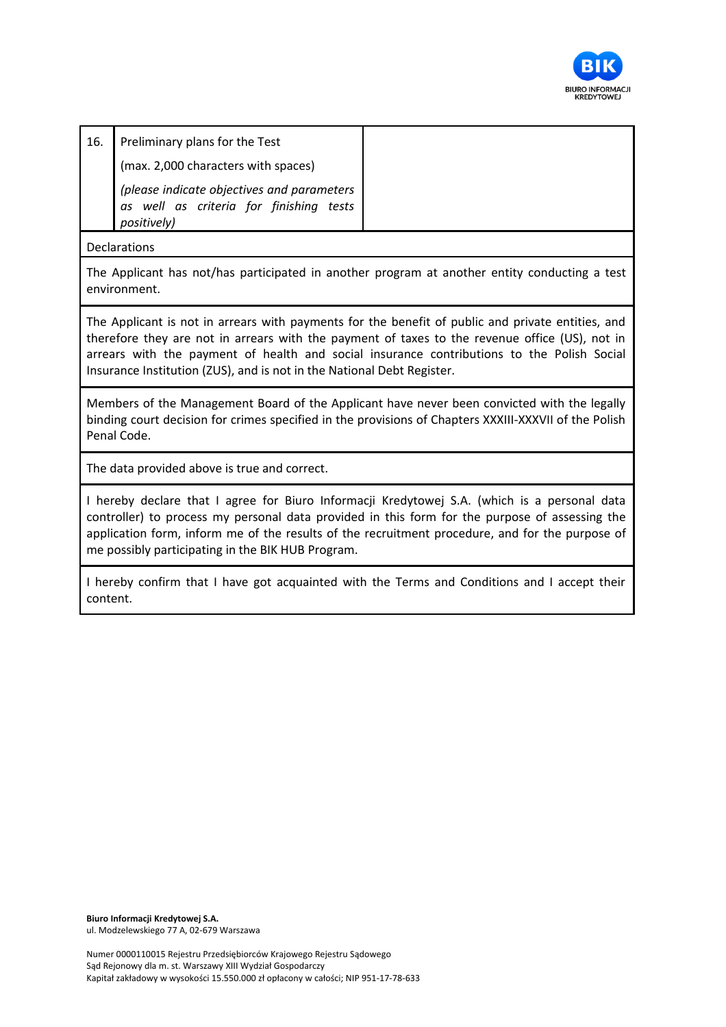| 16. | Preliminary plans for the Test<br>(max. 2,000 characters with spaces)<br>*(please indicate objectives and parameters as well as criteria for finishing tests positively)* | |
|---|---|---|

Declarations

The Applicant has not/has participated in another program at another entity conducting a test environment.

The Applicant is not in arrears with payments for the benefit of public and private entities, and therefore they are not in arrears with the payment of taxes to the revenue office (US), not in arrears with the payment of health and social insurance contributions to the Polish Social Insurance Institution (ZUS), and is not in the National Debt Register.

Members of the Management Board of the Applicant have never been convicted with the legally binding court decision for crimes specified in the provisions of Chapters XXXIII-XXXVII of the Polish Penal Code.

The data provided above is true and correct.

I hereby declare that I agree for Biuro Informacji Kredytowej S.A. (which is a personal data controller) to process my personal data provided in this form for the purpose of assessing the application form, inform me of the results of the recruitment procedure, and for the purpose of me possibly participating in the BIK HUB Program.

I hereby confirm that I have got acquainted with the Terms and Conditions and I accept their content.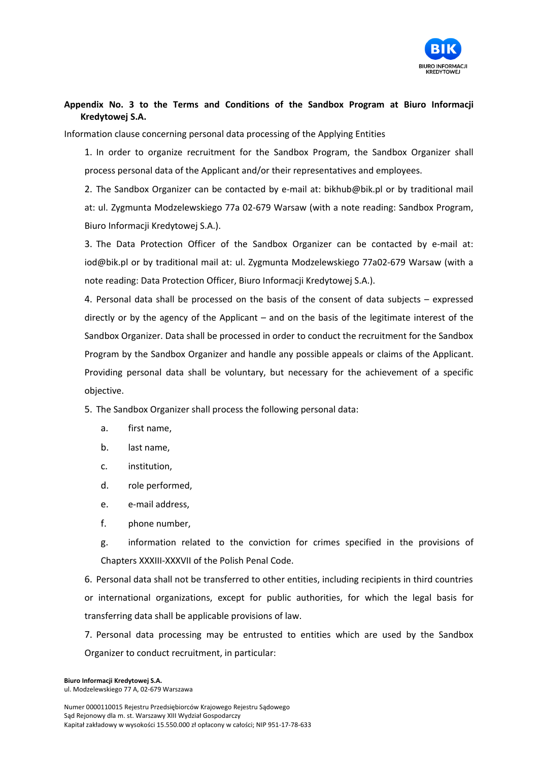**Appendix No. 3 to the Terms and Conditions of the Sandbox Program at Biuro Informacji Kredytowej S.A.**

Information clause concerning personal data processing of the Applying Entities

1. In order to organize recruitment for the Sandbox Program, the Sandbox Organizer shall process personal data of the Applicant and/or their representatives and employees.

2. The Sandbox Organizer can be contacted by e-mail at: bikhub@bik.pl or by traditional mail at: ul. Zygmunta Modzelewskiego 77a 02-679 Warsaw (with a note reading: Sandbox Program, Biuro Informacji Kredytowej S.A.).

3. The Data Protection Officer of the Sandbox Organizer can be contacted by e-mail at: iod@bik.pl or by traditional mail at: ul. Zygmunta Modzelewskiego 77a02-679 Warsaw (with a note reading: Data Protection Officer, Biuro Informacji Kredytowej S.A.).

4. Personal data shall be processed on the basis of the consent of data subjects – expressed directly or by the agency of the Applicant – and on the basis of the legitimate interest of the Sandbox Organizer. Data shall be processed in order to conduct the recruitment for the Sandbox Program by the Sandbox Organizer and handle any possible appeals or claims of the Applicant. Providing personal data shall be voluntary, but necessary for the achievement of a specific objective.

5. The Sandbox Organizer shall process the following personal data:

   a. first name,

   b. last name,

   c. institution,

   d. role performed,

   e. e-mail address,

   f. phone number,

   g. information related to the conviction for crimes specified in the provisions of Chapters XXXIII-XXXVII of the Polish Penal Code.

6. Personal data shall not be transferred to other entities, including recipients in third countries or international organizations, except for public authorities, for which the legal basis for transferring data shall be applicable provisions of law.

7. Personal data processing may be entrusted to entities which are used by the Sandbox Organizer to conduct recruitment, in particular: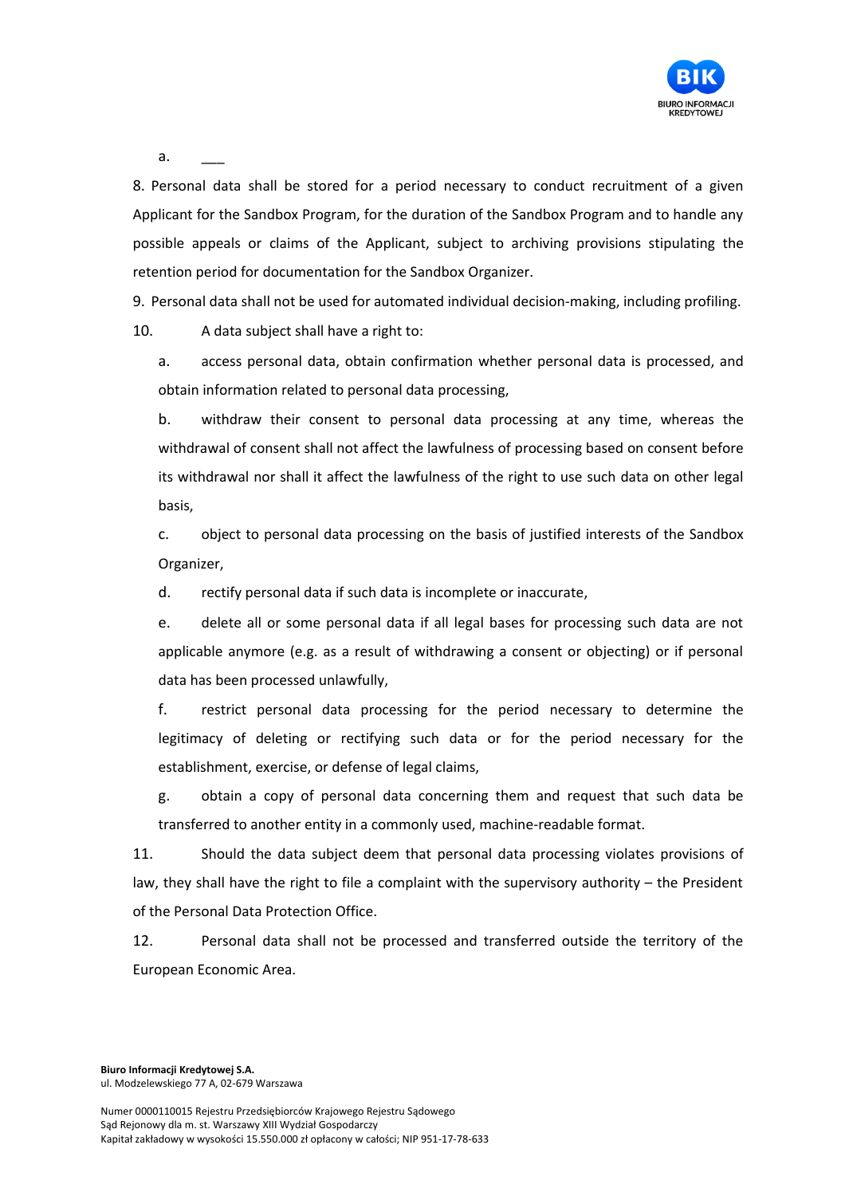a. ___

8. Personal data shall be stored for a period necessary to conduct recruitment of a given Applicant for the Sandbox Program, for the duration of the Sandbox Program and to handle any possible appeals or claims of the Applicant, subject to archiving provisions stipulating the retention period for documentation for the Sandbox Organizer.

9. Personal data shall not be used for automated individual decision-making, including profiling.

10. A data subject shall have a right to:

   a. access personal data, obtain confirmation whether personal data is processed, and obtain information related to personal data processing,

   b. withdraw their consent to personal data processing at any time, whereas the withdrawal of consent shall not affect the lawfulness of processing based on consent before its withdrawal nor shall it affect the lawfulness of the right to use such data on other legal basis,

   c. object to personal data processing on the basis of justified interests of the Sandbox Organizer,

   d. rectify personal data if such data is incomplete or inaccurate,

   e. delete all or some personal data if all legal bases for processing such data are not applicable anymore (e.g. as a result of withdrawing a consent or objecting) or if personal data has been processed unlawfully,

   f. restrict personal data processing for the period necessary to determine the legitimacy of deleting or rectifying such data or for the period necessary for the establishment, exercise, or defense of legal claims,

   g. obtain a copy of personal data concerning them and request that such data be transferred to another entity in a commonly used, machine-readable format.

11. Should the data subject deem that personal data processing violates provisions of law, they shall have the right to file a complaint with the supervisory authority – the President of the Personal Data Protection Office.

12. Personal data shall not be processed and transferred outside the territory of the European Economic Area.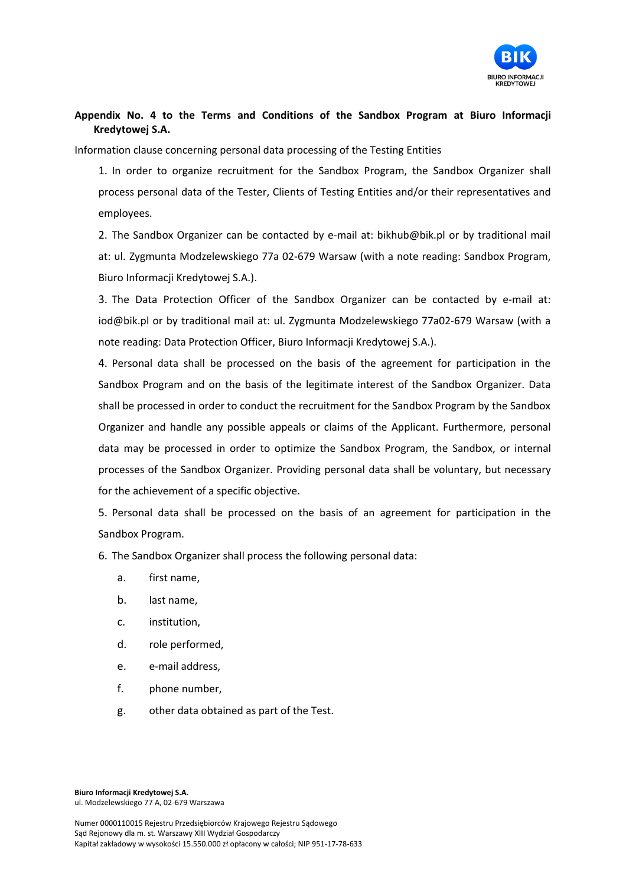**Appendix No. 4 to the Terms and Conditions of the Sandbox Program at Biuro Informacji Kredytowej S.A.**

Information clause concerning personal data processing of the Testing Entities

1. In order to organize recruitment for the Sandbox Program, the Sandbox Organizer shall process personal data of the Tester, Clients of Testing Entities and/or their representatives and employees.
2. The Sandbox Organizer can be contacted by e-mail at: bikhub@bik.pl or by traditional mail at: ul. Zygmunta Modzelewskiego 77a 02-679 Warsaw (with a note reading: Sandbox Program, Biuro Informacji Kredytowej S.A.).
3. The Data Protection Officer of the Sandbox Organizer can be contacted by e-mail at: iod@bik.pl or by traditional mail at: ul. Zygmunta Modzelewskiego 77a02-679 Warsaw (with a note reading: Data Protection Officer, Biuro Informacji Kredytowej S.A.).
4. Personal data shall be processed on the basis of the agreement for participation in the Sandbox Program and on the basis of the legitimate interest of the Sandbox Organizer. Data shall be processed in order to conduct the recruitment for the Sandbox Program by the Sandbox Organizer and handle any possible appeals or claims of the Applicant. Furthermore, personal data may be processed in order to optimize the Sandbox Program, the Sandbox, or internal processes of the Sandbox Organizer. Providing personal data shall be voluntary, but necessary for the achievement of a specific objective.
5. Personal data shall be processed on the basis of an agreement for participation in the Sandbox Program.
6. The Sandbox Organizer shall process the following personal data:
   a. first name,
   b. last name,
   c. institution,
   d. role performed,
   e. e-mail address,
   f. phone number,
   g. other data obtained as part of the Test.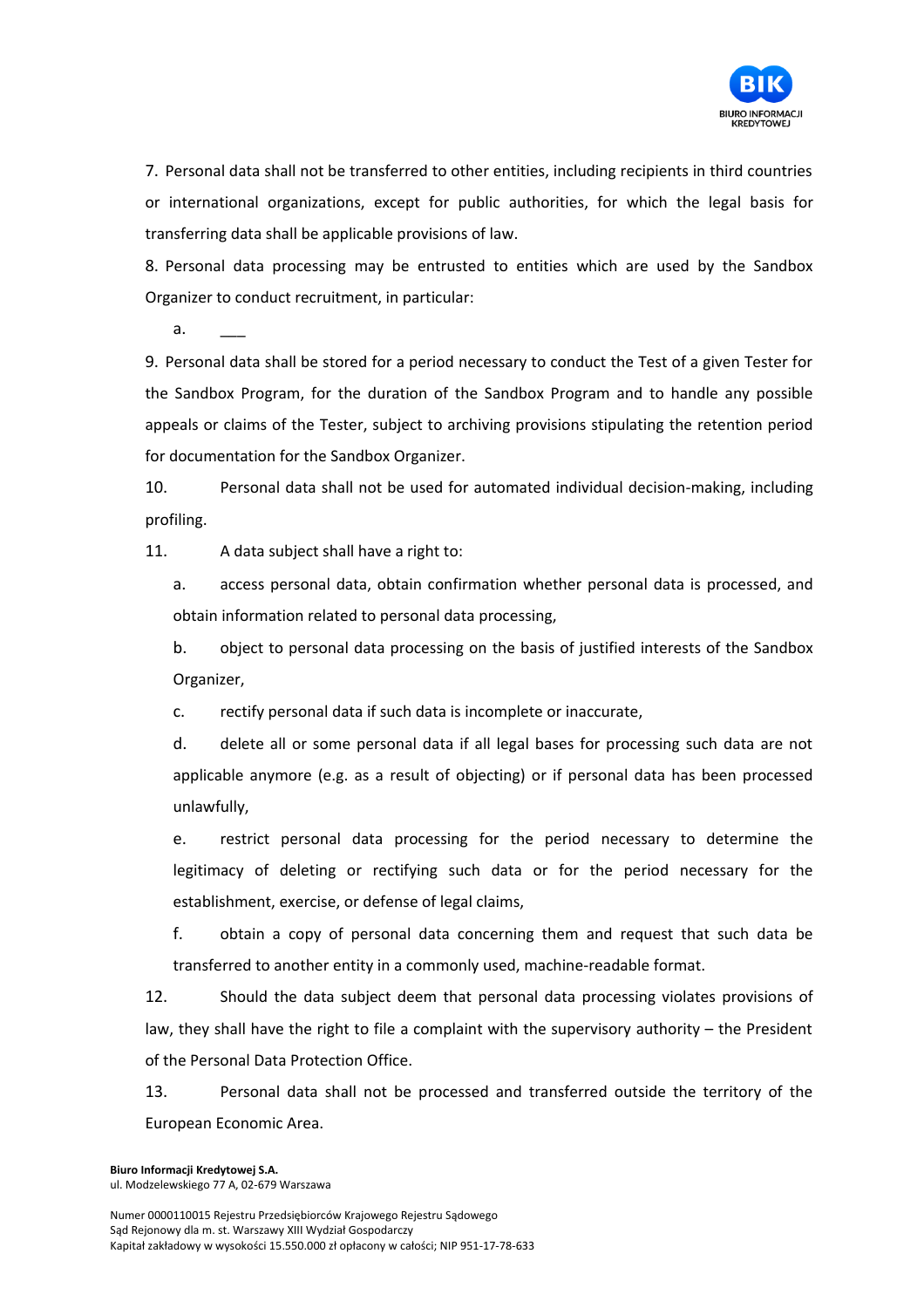7. Personal data shall not be transferred to other entities, including recipients in third countries or international organizations, except for public authorities, for which the legal basis for transferring data shall be applicable provisions of law.

8. Personal data processing may be entrusted to entities which are used by the Sandbox Organizer to conduct recruitment, in particular:

   a. ___

9. Personal data shall be stored for a period necessary to conduct the Test of a given Tester for the Sandbox Program, for the duration of the Sandbox Program and to handle any possible appeals or claims of the Tester, subject to archiving provisions stipulating the retention period for documentation for the Sandbox Organizer.

10. Personal data shall not be used for automated individual decision-making, including profiling.

11. A data subject shall have a right to:

    a. access personal data, obtain confirmation whether personal data is processed, and obtain information related to personal data processing,

    b. object to personal data processing on the basis of justified interests of the Sandbox Organizer,

    c. rectify personal data if such data is incomplete or inaccurate,

    d. delete all or some personal data if all legal bases for processing such data are not applicable anymore (e.g. as a result of objecting) or if personal data has been processed unlawfully,

    e. restrict personal data processing for the period necessary to determine the legitimacy of deleting or rectifying such data or for the period necessary for the establishment, exercise, or defense of legal claims,

    f. obtain a copy of personal data concerning them and request that such data be transferred to another entity in a commonly used, machine-readable format.

12. Should the data subject deem that personal data processing violates provisions of law, they shall have the right to file a complaint with the supervisory authority – the President of the Personal Data Protection Office.

13. Personal data shall not be processed and transferred outside the territory of the European Economic Area.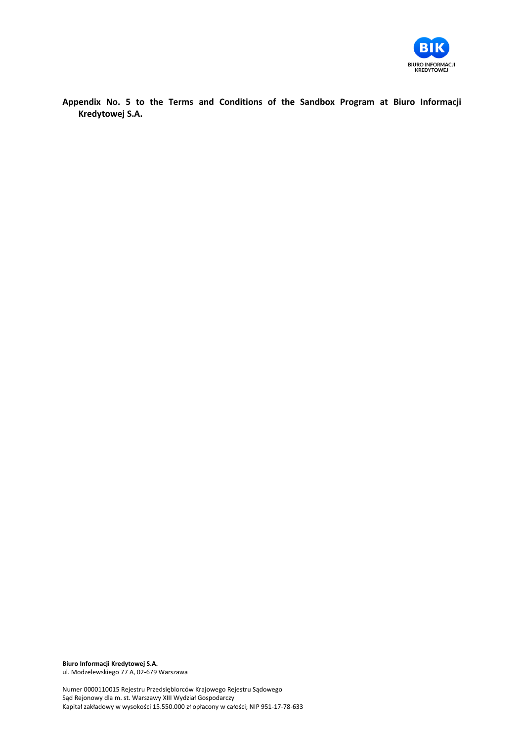**Appendix No. 5 to the Terms and Conditions of the Sandbox Program at Biuro Informacji Kredytowej S.A.**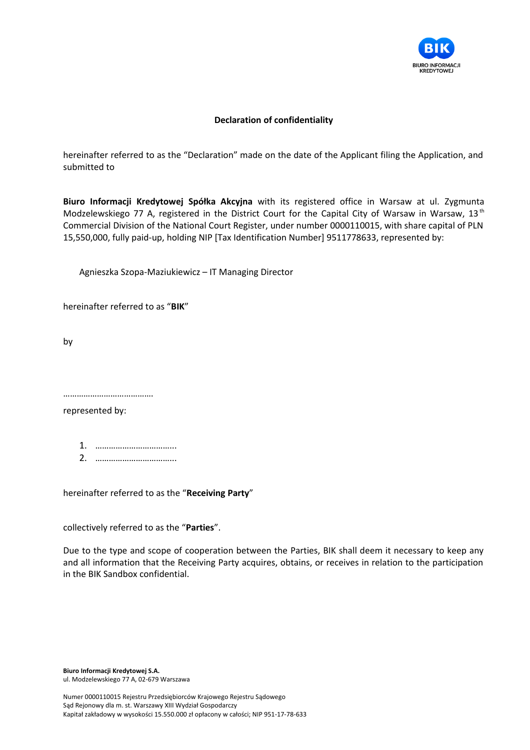**Declaration of confidentiality**

hereinafter referred to as the "Declaration" made on the date of the Applicant filing the Application, and submitted to

**Biuro Informacji Kredytowej Spółka Akcyjna** with its registered office in Warsaw at ul. Zygmunta Modzelewskiego 77 A, registered in the District Court for the Capital City of Warsaw in Warsaw, 13[th] Commercial Division of the National Court Register, under number 0000110015, with share capital of PLN 15,550,000, fully paid-up, holding NIP [Tax Identification Number] 9511778633, represented by:

Agnieszka Szopa-Maziukiewicz – IT Managing Director

hereinafter referred to as "**BIK**"

by

…………………………………

represented by:

1. ……………………………..
2. ……………………………..

hereinafter referred to as the "**Receiving Party**"

collectively referred to as the "**Parties**".

Due to the type and scope of cooperation between the Parties, BIK shall deem it necessary to keep any and all information that the Receiving Party acquires, obtains, or receives in relation to the participation in the BIK Sandbox confidential.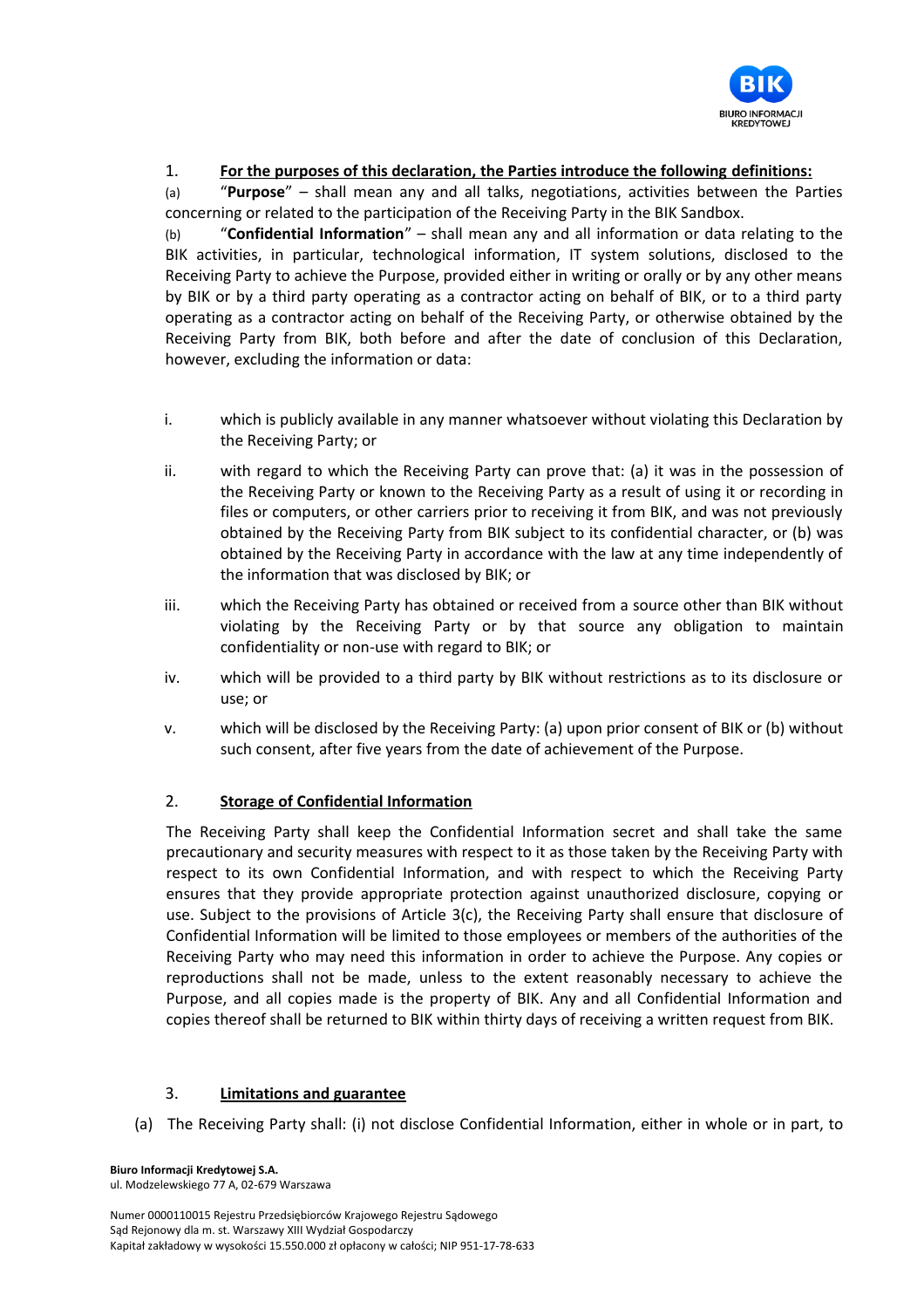1. **For the purposes of this declaration, the Parties introduce the following definitions:**

(a) "**Purpose**" – shall mean any and all talks, negotiations, activities between the Parties concerning or related to the participation of the Receiving Party in the BIK Sandbox.

(b) "**Confidential Information**" – shall mean any and all information or data relating to the BIK activities, in particular, technological information, IT system solutions, disclosed to the Receiving Party to achieve the Purpose, provided either in writing or orally or by any other means by BIK or by a third party operating as a contractor acting on behalf of BIK, or to a third party operating as a contractor acting on behalf of the Receiving Party, or otherwise obtained by the Receiving Party from BIK, both before and after the date of conclusion of this Declaration, however, excluding the information or data:

i. which is publicly available in any manner whatsoever without violating this Declaration by the Receiving Party; or

ii. with regard to which the Receiving Party can prove that: (a) it was in the possession of the Receiving Party or known to the Receiving Party as a result of using it or recording in files or computers, or other carriers prior to receiving it from BIK, and was not previously obtained by the Receiving Party from BIK subject to its confidential character, or (b) was obtained by the Receiving Party in accordance with the law at any time independently of the information that was disclosed by BIK; or

iii. which the Receiving Party has obtained or received from a source other than BIK without violating by the Receiving Party or by that source any obligation to maintain confidentiality or non-use with regard to BIK; or

iv. which will be provided to a third party by BIK without restrictions as to its disclosure or use; or

v. which will be disclosed by the Receiving Party: (a) upon prior consent of BIK or (b) without such consent, after five years from the date of achievement of the Purpose.

2. **Storage of Confidential Information**

The Receiving Party shall keep the Confidential Information secret and shall take the same precautionary and security measures with respect to it as those taken by the Receiving Party with respect to its own Confidential Information, and with respect to which the Receiving Party ensures that they provide appropriate protection against unauthorized disclosure, copying or use. Subject to the provisions of Article 3(c), the Receiving Party shall ensure that disclosure of Confidential Information will be limited to those employees or members of the authorities of the Receiving Party who may need this information in order to achieve the Purpose. Any copies or reproductions shall not be made, unless to the extent reasonably necessary to achieve the Purpose, and all copies made is the property of BIK. Any and all Confidential Information and copies thereof shall be returned to BIK within thirty days of receiving a written request from BIK.

3. **Limitations and guarantee**

(a) The Receiving Party shall: (i) not disclose Confidential Information, either in whole or in part, to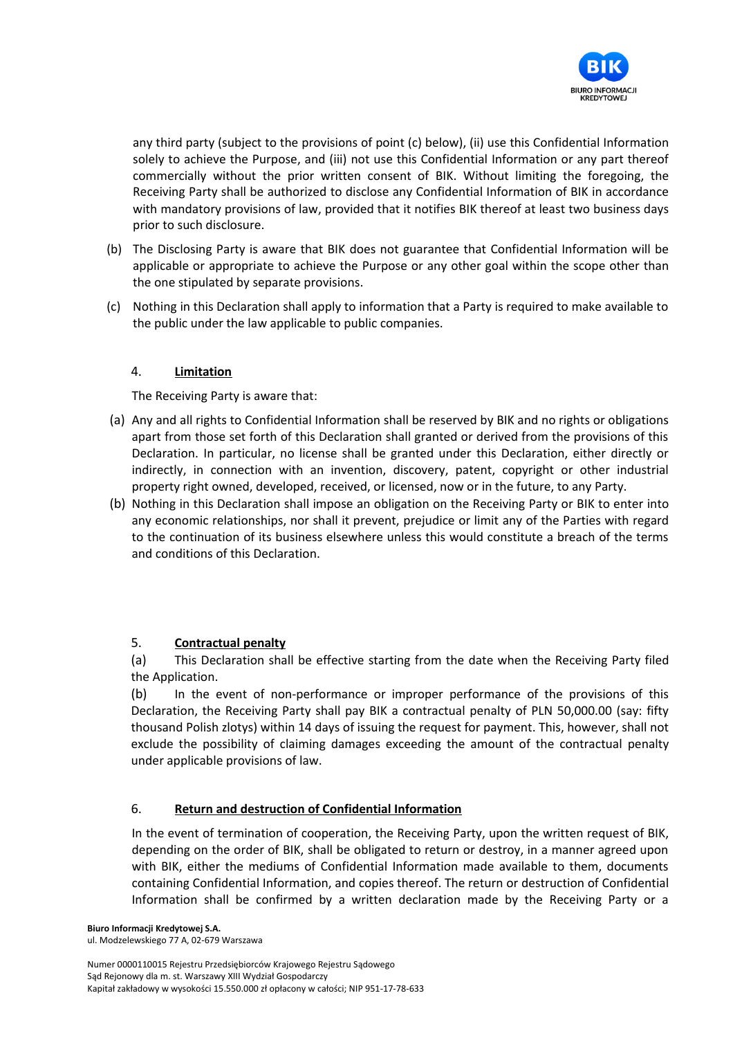any third party (subject to the provisions of point (c) below), (ii) use this Confidential Information solely to achieve the Purpose, and (iii) not use this Confidential Information or any part thereof commercially without the prior written consent of BIK. Without limiting the foregoing, the Receiving Party shall be authorized to disclose any Confidential Information of BIK in accordance with mandatory provisions of law, provided that it notifies BIK thereof at least two business days prior to such disclosure.

(b) The Disclosing Party is aware that BIK does not guarantee that Confidential Information will be applicable or appropriate to achieve the Purpose or any other goal within the scope other than the one stipulated by separate provisions.

(c) Nothing in this Declaration shall apply to information that a Party is required to make available to the public under the law applicable to public companies.

## 4. **Limitation**

The Receiving Party is aware that:

(a) Any and all rights to Confidential Information shall be reserved by BIK and no rights or obligations apart from those set forth of this Declaration shall granted or derived from the provisions of this Declaration. In particular, no license shall be granted under this Declaration, either directly or indirectly, in connection with an invention, discovery, patent, copyright or other industrial property right owned, developed, received, or licensed, now or in the future, to any Party.

(b) Nothing in this Declaration shall impose an obligation on the Receiving Party or BIK to enter into any economic relationships, nor shall it prevent, prejudice or limit any of the Parties with regard to the continuation of its business elsewhere unless this would constitute a breach of the terms and conditions of this Declaration.

## 5. **Contractual penalty**

(a) This Declaration shall be effective starting from the date when the Receiving Party filed the Application.

(b) In the event of non-performance or improper performance of the provisions of this Declaration, the Receiving Party shall pay BIK a contractual penalty of PLN 50,000.00 (say: fifty thousand Polish zlotys) within 14 days of issuing the request for payment. This, however, shall not exclude the possibility of claiming damages exceeding the amount of the contractual penalty under applicable provisions of law.

## 6. **Return and destruction of Confidential Information**

In the event of termination of cooperation, the Receiving Party, upon the written request of BIK, depending on the order of BIK, shall be obligated to return or destroy, in a manner agreed upon with BIK, either the mediums of Confidential Information made available to them, documents containing Confidential Information, and copies thereof. The return or destruction of Confidential Information shall be confirmed by a written declaration made by the Receiving Party or a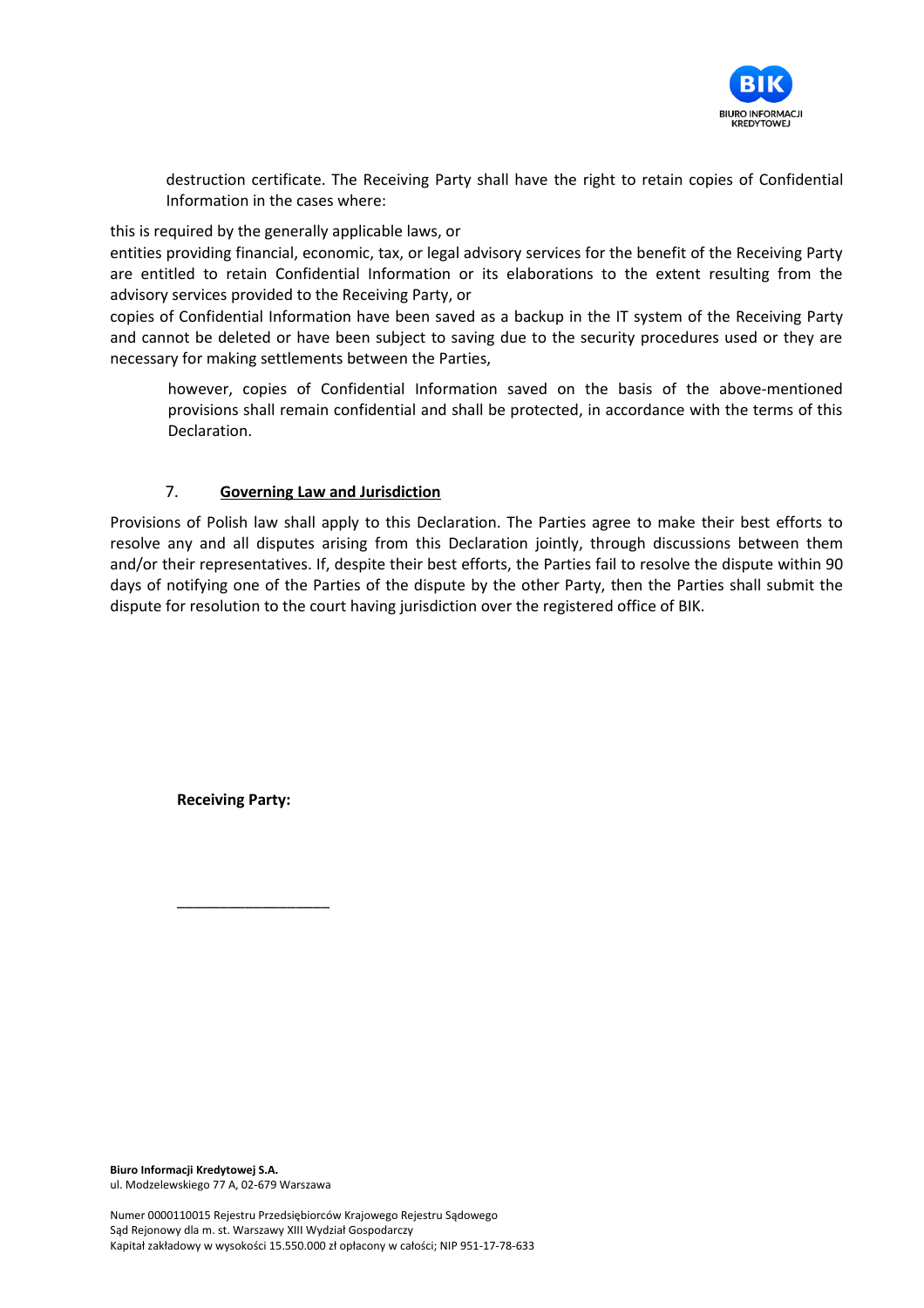destruction certificate. The Receiving Party shall have the right to retain copies of Confidential Information in the cases where:

this is required by the generally applicable laws, or

entities providing financial, economic, tax, or legal advisory services for the benefit of the Receiving Party are entitled to retain Confidential Information or its elaborations to the extent resulting from the advisory services provided to the Receiving Party, or

copies of Confidential Information have been saved as a backup in the IT system of the Receiving Party and cannot be deleted or have been subject to saving due to the security procedures used or they are necessary for making settlements between the Parties,

however, copies of Confidential Information saved on the basis of the above-mentioned provisions shall remain confidential and shall be protected, in accordance with the terms of this Declaration.

## 7. <u>Governing Law and Jurisdiction</u>

Provisions of Polish law shall apply to this Declaration. The Parties agree to make their best efforts to resolve any and all disputes arising from this Declaration jointly, through discussions between them and/or their representatives. If, despite their best efforts, the Parties fail to resolve the dispute within 90 days of notifying one of the Parties of the dispute by the other Party, then the Parties shall submit the dispute for resolution to the court having jurisdiction over the registered office of BIK.

**Receiving Party:**

___________________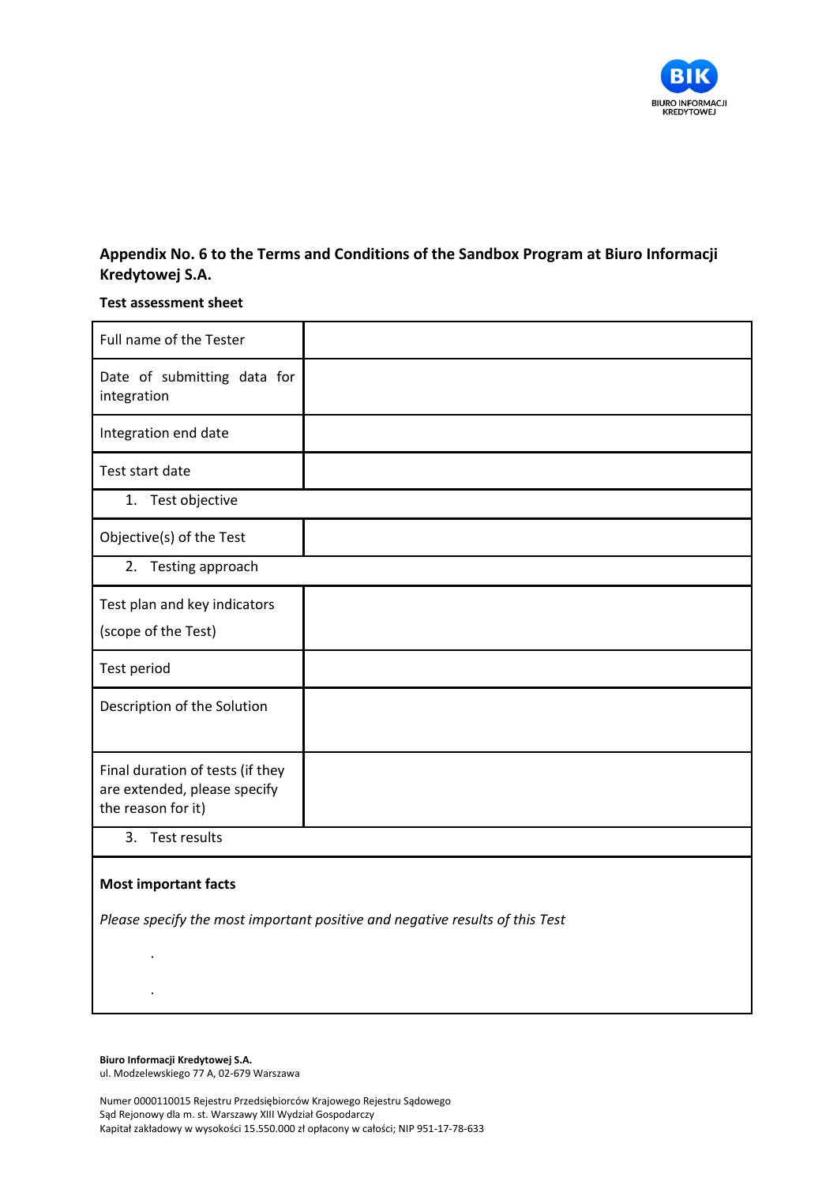**Appendix No. 6 to the Terms and Conditions of the Sandbox Program at Biuro Informacji Kredytowej S.A.**

**Test assessment sheet**

| Full name of the Tester | |
|---|---|
| Date of submitting data for integration | |
| Integration end date | |
| Test start date | |
| 1. Test objective | |
| Objective(s) of the Test | |
| 2. Testing approach | |
| Test plan and key indicators (scope of the Test) | |
| Test period | |
| Description of the Solution | |
| Final duration of tests (if they are extended, please specify the reason for it) | |
| 3. Test results | |

**Most important facts**

*Please specify the most important positive and negative results of this Test*

- 
- 

**Biuro Informacji Kredytowej S.A.**
ul. Modzelewskiego 77 A, 02-679 Warszawa

Numer 0000110015 Rejestru Przedsiębiorców Krajowego Rejestru Sądowego
Sąd Rejonowy dla m. st. Warszawy XIII Wydział Gospodarczy
Kapitał zakładowy w wysokości 15.550.000 zł opłacony w całości; NIP 951-17-78-633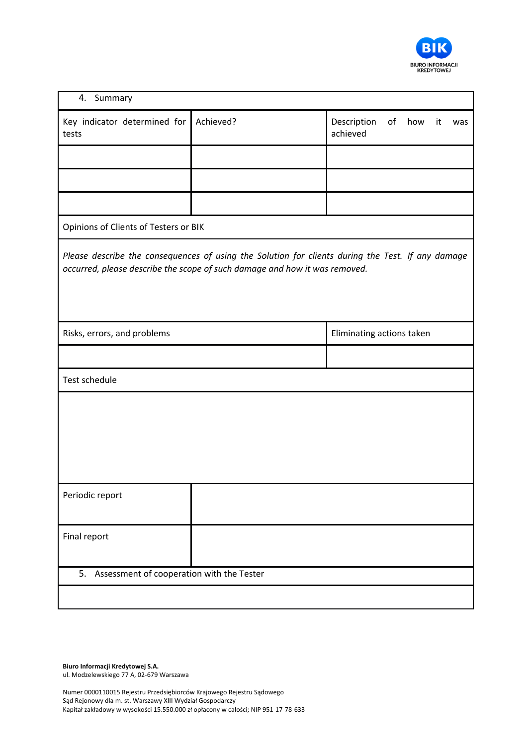| 4. Summary | | |
| --- | --- | --- |
| Key indicator determined for tests | Achieved? | Description of how it was achieved |
| | | |
| | | |
| | | |
| Opinions of Clients of Testers or BIK | | |
| *Please describe the consequences of using the Solution for clients during the Test. If any damage occurred, please describe the scope of such damage and how it was removed.* | | |
| Risks, errors, and problems | | Eliminating actions taken |
| | | |
| Test schedule | | |
| | | |
| Periodic report | | |
| Final report | | |
| 5. Assessment of cooperation with the Tester | | |
| | | |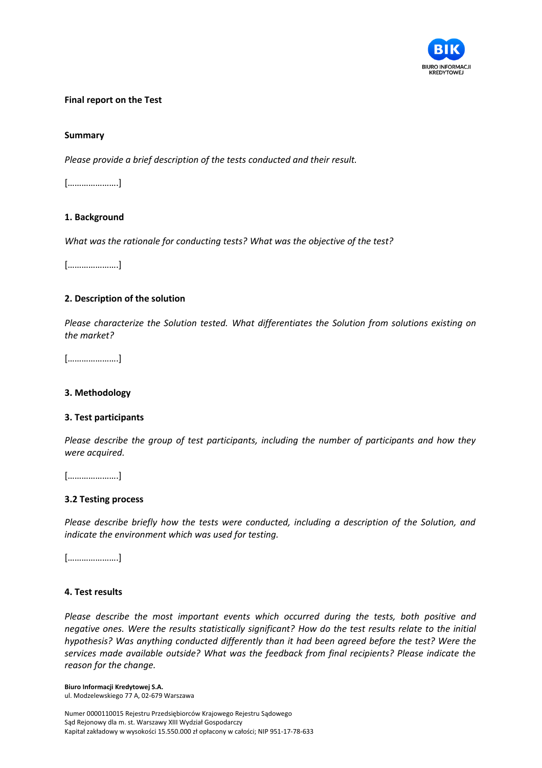**Final report on the Test**

**Summary**

*Please provide a brief description of the tests conducted and their result.*

[………………….]

**1. Background**

*What was the rationale for conducting tests? What was the objective of the test?*

[………………….]

**2. Description of the solution**

*Please characterize the Solution tested. What differentiates the Solution from solutions existing on the market?*

[………………….]

**3. Methodology**

**3. Test participants**

*Please describe the group of test participants, including the number of participants and how they were acquired.*

[………………….]

**3.2 Testing process**

*Please describe briefly how the tests were conducted, including a description of the Solution, and indicate the environment which was used for testing.*

[………………….]

**4. Test results**

*Please describe the most important events which occurred during the tests, both positive and negative ones. Were the results statistically significant? How do the test results relate to the initial hypothesis? Was anything conducted differently than it had been agreed before the test? Were the services made available outside? What was the feedback from final recipients? Please indicate the reason for the change.*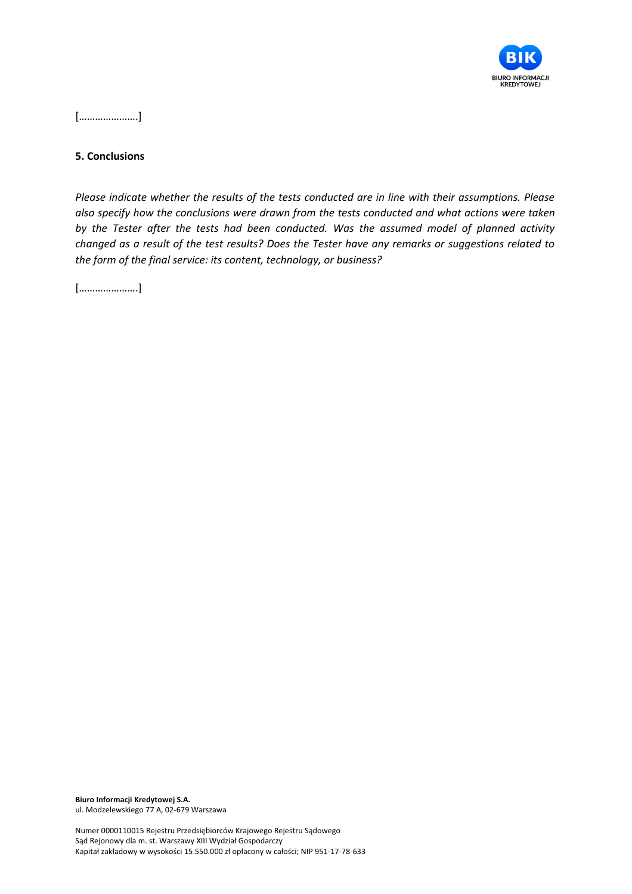[………………….]

**5. Conclusions**

*Please indicate whether the results of the tests conducted are in line with their assumptions. Please also specify how the conclusions were drawn from the tests conducted and what actions were taken by the Tester after the tests had been conducted. Was the assumed model of planned activity changed as a result of the test results? Does the Tester have any remarks or suggestions related to the form of the final service: its content, technology, or business?*

[………………….]